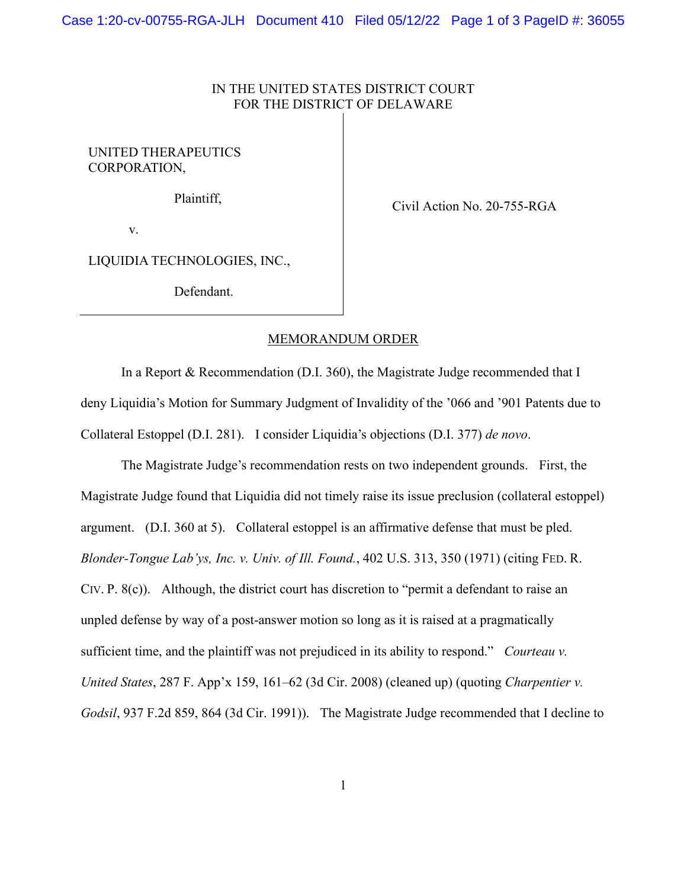IN THE UNITED STATES DISTRICT COURT
FOR THE DISTRICT OF DELAWARE

| | |
|---|---|
| UNITED THERAPEUTICS CORPORATION,<br><br>Plaintiff,<br><br>v.<br><br>LIQUIDIA TECHNOLOGIES, INC.,<br><br>Defendant. | Civil Action No. 20-755-RGA |

MEMORANDUM ORDER

In a Report & Recommendation (D.I. 360), the Magistrate Judge recommended that I deny Liquidia's Motion for Summary Judgment of Invalidity of the '066 and '901 Patents due to Collateral Estoppel (D.I. 281). I consider Liquidia's objections (D.I. 377) *de novo*.

The Magistrate Judge's recommendation rests on two independent grounds. First, the Magistrate Judge found that Liquidia did not timely raise its issue preclusion (collateral estoppel) argument. (D.I. 360 at 5). Collateral estoppel is an affirmative defense that must be pled. *Blonder-Tongue Lab'ys, Inc. v. Univ. of Ill. Found.*, 402 U.S. 313, 350 (1971) (citing FED. R. CIV. P. 8(c)). Although, the district court has discretion to "permit a defendant to raise an unpled defense by way of a post-answer motion so long as it is raised at a pragmatically sufficient time, and the plaintiff was not prejudiced in its ability to respond." *Courteau v. United States*, 287 F. App'x 159, 161–62 (3d Cir. 2008) (cleaned up) (quoting *Charpentier v. Godsil*, 937 F.2d 859, 864 (3d Cir. 1991)). The Magistrate Judge recommended that I decline to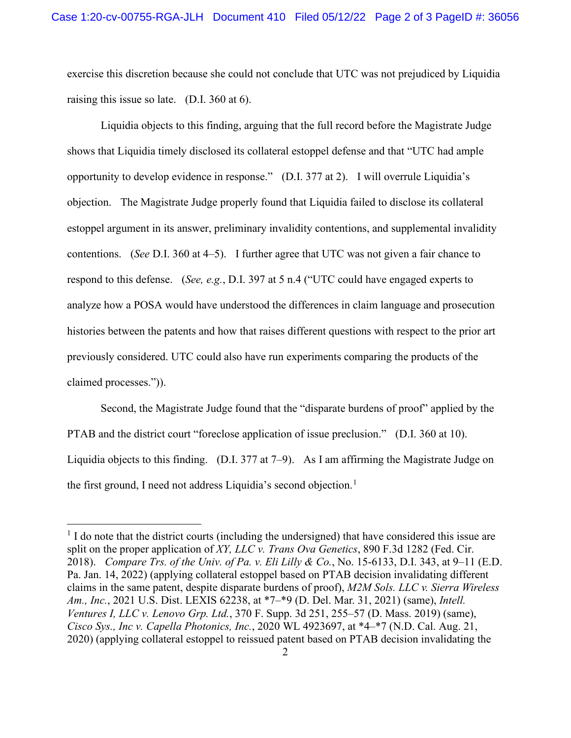exercise this discretion because she could not conclude that UTC was not prejudiced by Liquidia raising this issue so late. (D.I. 360 at 6).

Liquidia objects to this finding, arguing that the full record before the Magistrate Judge shows that Liquidia timely disclosed its collateral estoppel defense and that "UTC had ample opportunity to develop evidence in response." (D.I. 377 at 2). I will overrule Liquidia's objection. The Magistrate Judge properly found that Liquidia failed to disclose its collateral estoppel argument in its answer, preliminary invalidity contentions, and supplemental invalidity contentions. (*See* D.I. 360 at 4–5). I further agree that UTC was not given a fair chance to respond to this defense. (*See, e.g.*, D.I. 397 at 5 n.4 ("UTC could have engaged experts to analyze how a POSA would have understood the differences in claim language and prosecution histories between the patents and how that raises different questions with respect to the prior art previously considered. UTC could also have run experiments comparing the products of the claimed processes.")).

Second, the Magistrate Judge found that the "disparate burdens of proof" applied by the PTAB and the district court "foreclose application of issue preclusion." (D.I. 360 at 10). Liquidia objects to this finding. (D.I. 377 at 7–9). As I am affirming the Magistrate Judge on the first ground, I need not address Liquidia's second objection.[1]

---

[1] I do note that the district courts (including the undersigned) that have considered this issue are split on the proper application of *XY, LLC v. Trans Ova Genetics*, 890 F.3d 1282 (Fed. Cir. 2018). *Compare Trs. of the Univ. of Pa. v. Eli Lilly & Co.*, No. 15-6133, D.I. 343, at 9–11 (E.D. Pa. Jan. 14, 2022) (applying collateral estoppel based on PTAB decision invalidating different claims in the same patent, despite disparate burdens of proof), *M2M Sols. LLC v. Sierra Wireless Am., Inc.*, 2021 U.S. Dist. LEXIS 62238, at *7–*9 (D. Del. Mar. 31, 2021) (same), *Intell. Ventures I, LLC v. Lenovo Grp. Ltd.*, 370 F. Supp. 3d 251, 255–57 (D. Mass. 2019) (same), *Cisco Sys., Inc v. Capella Photonics, Inc.*, 2020 WL 4923697, at *4–*7 (N.D. Cal. Aug. 21, 2020) (applying collateral estoppel to reissued patent based on PTAB decision invalidating the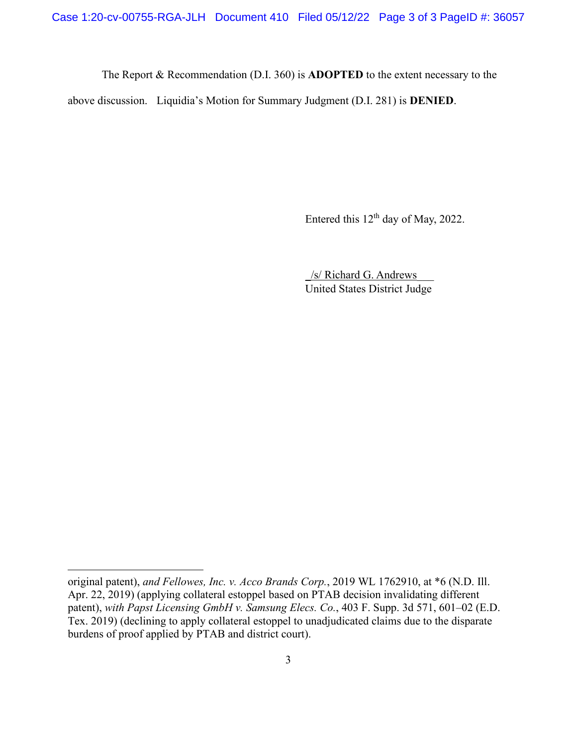The Report & Recommendation (D.I. 360) is **ADOPTED** to the extent necessary to the above discussion. Liquidia's Motion for Summary Judgment (D.I. 281) is **DENIED**.

Entered this 12th day of May, 2022.

/s/ Richard G. Andrews
United States District Judge

---

original patent), *and Fellowes, Inc. v. Acco Brands Corp.*, 2019 WL 1762910, at *6 (N.D. Ill. Apr. 22, 2019) (applying collateral estoppel based on PTAB decision invalidating different patent), *with Papst Licensing GmbH v. Samsung Elecs. Co.*, 403 F. Supp. 3d 571, 601–02 (E.D. Tex. 2019) (declining to apply collateral estoppel to unadjudicated claims due to the disparate burdens of proof applied by PTAB and district court).